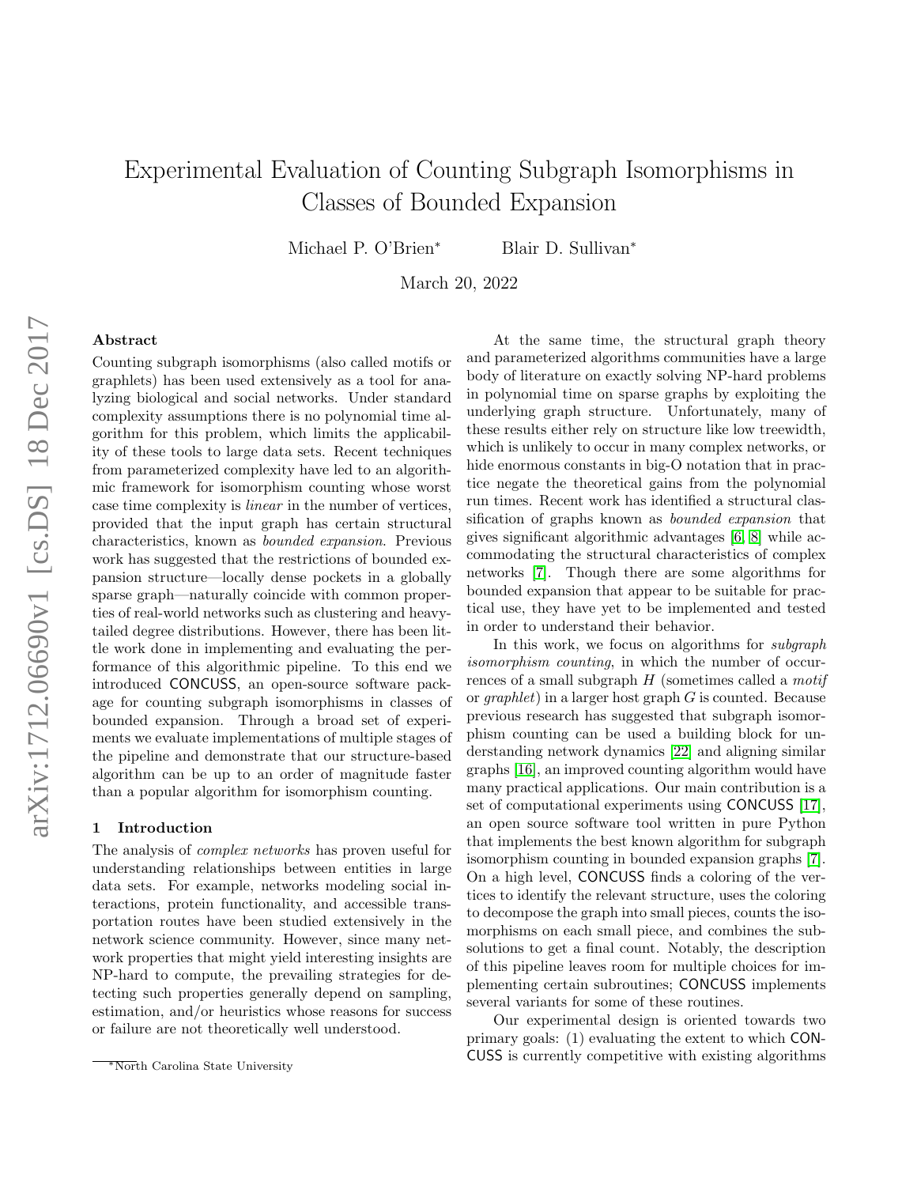# Experimental Evaluation of Counting Subgraph Isomorphisms in Classes of Bounded Expansion

Michael P. O'Brien* Blair D. Sullivan*

March 20, 2022

## Abstract

Counting subgraph isomorphisms (also called motifs or graphlets) has been used extensively as a tool for analyzing biological and social networks. Under standard complexity assumptions there is no polynomial time algorithm for this problem, which limits the applicability of these tools to large data sets. Recent techniques from parameterized complexity have led to an algorithmic framework for isomorphism counting whose worst case time complexity is *linear* in the number of vertices, provided that the input graph has certain structural characteristics, known as *bounded expansion*. Previous work has suggested that the restrictions of bounded expansion structure—locally dense pockets in a globally sparse graph—naturally coincide with common properties of real-world networks such as clustering and heavy-tailed degree distributions. However, there has been little work done in implementing and evaluating the performance of this algorithmic pipeline. To this end we introduced CONCUSS, an open-source software package for counting subgraph isomorphisms in classes of bounded expansion. Through a broad set of experiments we evaluate implementations of multiple stages of the pipeline and demonstrate that our structure-based algorithm can be up to an order of magnitude faster than a popular algorithm for isomorphism counting.

## 1 Introduction

The analysis of *complex networks* has proven useful for understanding relationships between entities in large data sets. For example, networks modeling social interactions, protein functionality, and accessible transportation routes have been studied extensively in the network science community. However, since many network properties that might yield interesting insights are NP-hard to compute, the prevailing strategies for detecting such properties generally depend on sampling, estimation, and/or heuristics whose reasons for success or failure are not theoretically well understood.

At the same time, the structural graph theory and parameterized algorithms communities have a large body of literature on exactly solving NP-hard problems in polynomial time on sparse graphs by exploiting the underlying graph structure. Unfortunately, many of these results either rely on structure like low treewidth, which is unlikely to occur in many complex networks, or hide enormous constants in big-O notation that in practice negate the theoretical gains from the polynomial run times. Recent work has identified a structural classification of graphs known as *bounded expansion* that gives significant algorithmic advantages [6, 8] while accommodating the structural characteristics of complex networks [7]. Though there are some algorithms for bounded expansion that appear to be suitable for practical use, they have yet to be implemented and tested in order to understand their behavior.

In this work, we focus on algorithms for *subgraph isomorphism counting*, in which the number of occurrences of a small subgraph $H$ (sometimes called a *motif* or *graphlet*) in a larger host graph $G$ is counted. Because previous research has suggested that subgraph isomorphism counting can be used a building block for understanding network dynamics [22] and aligning similar graphs [16], an improved counting algorithm would have many practical applications. Our main contribution is a set of computational experiments using CONCUSS [17], an open source software tool written in pure Python that implements the best known algorithm for subgraph isomorphism counting in bounded expansion graphs [7]. On a high level, CONCUSS finds a coloring of the vertices to identify the relevant structure, uses the coloring to decompose the graph into small pieces, counts the isomorphisms on each small piece, and combines the subsolutions to get a final count. Notably, the description of this pipeline leaves room for multiple choices for implementing certain subroutines; CONCUSS implements several variants for some of these routines.

Our experimental design is oriented towards two primary goals: (1) evaluating the extent to which CONCUSS is currently competitive with existing algorithms

*North Carolina State University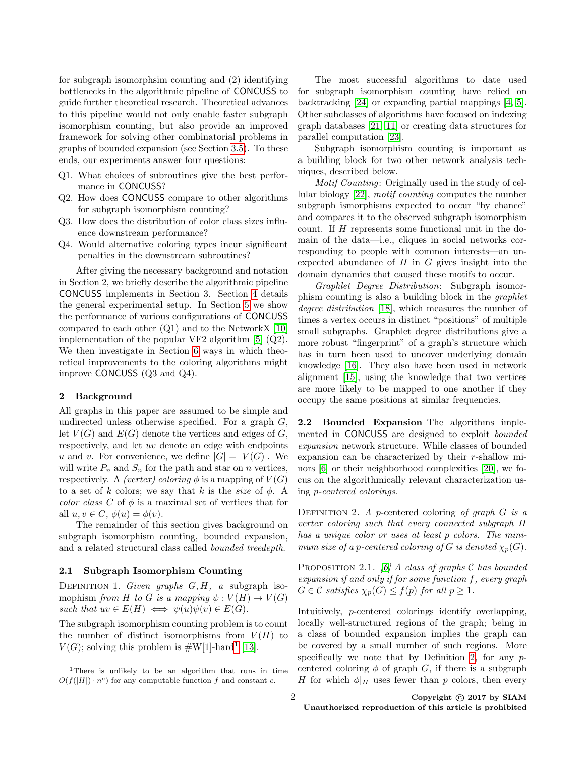for subgraph isomorphsim counting and (2) identifying bottlenecks in the algorithmic pipeline of CONCUSS to guide further theoretical research. Theoretical advances to this pipeline would not only enable faster subgraph isomorphism counting, but also provide an improved framework for solving other combinatorial problems in graphs of bounded expansion (see Section 3.5). To these ends, our experiments answer four questions:

- Q1. What choices of subroutines give the best performance in CONCUSS?
- Q2. How does CONCUSS compare to other algorithms for subgraph isomorphism counting?
- Q3. How does the distribution of color class sizes influence downstream performance?
- Q4. Would alternative coloring types incur significant penalties in the downstream subroutines?

After giving the necessary background and notation in Section 2, we briefly describe the algorithmic pipeline CONCUSS implements in Section 3. Section 4 details the general experimental setup. In Section 5 we show the performance of various configurations of CONCUSS compared to each other (Q1) and to the NetworkX [10] implementation of the popular VF2 algorithm [5] (Q2). We then investigate in Section 6 ways in which theoretical improvements to the coloring algorithms might improve CONCUSS (Q3 and Q4).

## 2 Background

All graphs in this paper are assumed to be simple and undirected unless otherwise specified. For a graph $G$, let $V(G)$ and $E(G)$ denote the vertices and edges of $G$, respectively, and let $uv$ denote an edge with endpoints $u$ and $v$. For convenience, we define $|G| = |V(G)|$. We will write $P_n$ and $S_n$ for the path and star on $n$ vertices, respectively. A *(vertex) coloring* $\phi$ is a mapping of $V(G)$ to a set of $k$ colors; we say that $k$ is the *size* of $\phi$. A *color class* $C$ of $\phi$ is a maximal set of vertices that for all $u, v \in C$, $\phi(u) = \phi(v)$.

The remainder of this section gives background on subgraph isomorphism counting, bounded expansion, and a related structural class called *bounded treedepth*.

### 2.1 Subgraph Isomorphism Counting

Definition 1. *Given graphs $G, H$, a* subgraph isomorphism *from $H$ to $G$ is a mapping $\psi : V(H) \to V(G)$ such that $uv \in E(H) \iff \psi(u)\psi(v) \in E(G)$.*

The subgraph isomorphism problem is to count the number of distinct isomorphisms from $V(H)$ to $V(G)$; solving this problem is #W[1]-hard[1] [13].

The most successful algorithms to date used for subgraph isomorphism counting have relied on backtracking [24] or expanding partial mappings [4, 5]. Other subclasses of algorithms have focused on indexing graph databases [21, 11] or creating data structures for parallel computation [23].

Subgraph isomorphism counting is important as a building block for two other network analysis techniques, described below.

*Motif Counting*: Originally used in the study of cellular biology [22], *motif counting* computes the number subgraph ismorphisms expected to occur "by chance" and compares it to the observed subgraph isomorphism count. If $H$ represents some functional unit in the domain of the data—i.e., cliques in social networks corresponding to people with common interests—an unexpected abundance of $H$ in $G$ gives insight into the domain dynamics that caused these motifs to occur.

*Graphlet Degree Distribution*: Subgraph isomorphism counting is also a building block in the *graphlet degree distribution* [18], which measures the number of times a vertex occurs in distinct "positions" of multiple small subgraphs. Graphlet degree distributions give a more robust "fingerprint" of a graph's structure which has in turn been used to uncover underlying domain knowledge [16]. They also have been used in network alignment [15], using the knowledge that two vertices are more likely to be mapped to one another if they occupy the same positions at similar frequencies.

### 2.2 Bounded Expansion

The algorithms implemented in CONCUSS are designed to exploit *bounded expansion* network structure. While classes of bounded expansion can be characterized by their $r$-shallow minors [6] or their neighborhood complexities [20], we focus on the algorithmically relevant characterization using *p-centered colorings*.

Definition 2. *A* $p$-centered coloring *of graph $G$ is a vertex coloring such that every connected subgraph $H$ has a unique color or uses at least $p$ colors. The minimum size of a $p$-centered coloring of $G$ is denoted $\chi_p(G)$.*

Proposition 2.1. [6] *A class of graphs $\mathcal{C}$ has bounded expansion if and only if for some function $f$, every graph $G \in \mathcal{C}$ satisfies $\chi_p(G) \leq f(p)$ for all $p \geq 1$.*

Intuitively, $p$-centered colorings identify overlapping, locally well-structured regions of the graph; being in a class of bounded expansion implies the graph can be covered by a small number of such regions. More specifically we note that by Definition 2, for any $p$-centered coloring $\phi$ of graph $G$, if there is a subgraph $H$ for which $\phi|_H$ uses fewer than $p$ colors, then every

[1] There is unlikely to be an algorithm that runs in time $O(f(|H|) \cdot n^c)$ for any computable function $f$ and constant $c$.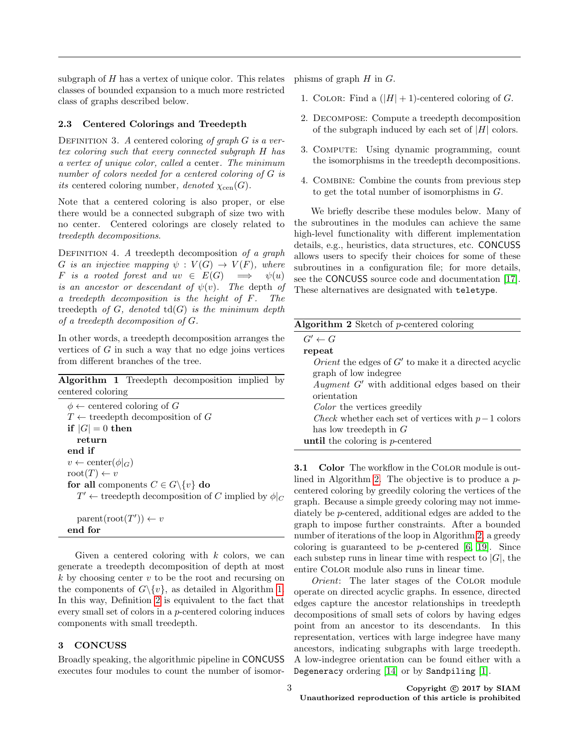subgraph of $H$ has a vertex of unique color. This relates classes of bounded expansion to a much more restricted class of graphs described below.

### 2.3 Centered Colorings and Treedepth

Definition 3. *A* centered coloring *of graph $G$ is a vertex coloring such that every connected subgraph $H$ has a vertex of unique color, called a* center*. The minimum number of colors needed for a centered coloring of $G$ is its* centered coloring number*, denoted $\chi_{\text{cen}}(G)$.*

Note that a centered coloring is also proper, or else there would be a connected subgraph of size two with no center. Centered colorings are closely related to *treedepth decompositions*.

Definition 4. *A* treedepth decomposition *of a graph $G$ is an injective mapping $\psi : V(G) \to V(F)$, where $F$ is a rooted forest and $uv \in E(G) \implies \psi(u)$ is an ancestor or descendant of $\psi(v)$. The depth of a treedepth decomposition is the height of $F$. The* treedepth *of $G$, denoted $\text{td}(G)$ is the minimum depth of a treedepth decomposition of $G$.*

In other words, a treedepth decomposition arranges the vertices of $G$ in such a way that no edge joins vertices from different branches of the tree.

**Algorithm 1** Treedepth decomposition implied by centered coloring

```
φ ← centered coloring of G
T ← treedepth decomposition of G
if |G| = 0 then
    return
end if
v ← center(φ|_G)
root(T) ← v
for all components C ∈ G\{v} do
    T' ← treedepth decomposition of C implied by φ|_C

    parent(root(T')) ← v
end for
```

Given a centered coloring with $k$ colors, we can generate a treedepth decomposition of depth at most $k$ by choosing center $v$ to be the root and recursing on the components of $G \backslash \{v\}$, as detailed in Algorithm 1. In this way, Definition 2 is equivalent to the fact that every small set of colors in a $p$-centered coloring induces components with small treedepth.

## 3 CONCUSS

Broadly speaking, the algorithmic pipeline in CONCUSS executes four modules to count the number of isomorphisms of graph $H$ in $G$.

1. Color: Find a $(|H| + 1)$-centered coloring of $G$.
2. Decompose: Compute a treedepth decomposition of the subgraph induced by each set of $|H|$ colors.
3. Compute: Using dynamic programming, count the isomorphisms in the treedepth decompositions.
4. Combine: Combine the counts from previous step to get the total number of isomorphisms in $G$.

We briefly describe these modules below. Many of the subroutines in the modules can achieve the same high-level functionality with different implementation details, e.g., heuristics, data structures, etc. CONCUSS allows users to specify their choices for some of these subroutines in a configuration file; for more details, see the CONCUSS source code and documentation [17]. These alternatives are designated with `teletype`.

**Algorithm 2** Sketch of $p$-centered coloring

$G' \leftarrow G$
**repeat**
  *Orient* the edges of $G'$ to make it a directed acyclic graph of low indegree
  *Augment* $G'$ with additional edges based on their orientation
  *Color* the vertices greedily
  *Check* whether each set of vertices with $p-1$ colors has low treedepth in $G$
**until** the coloring is $p$-centered

### 3.1 Color

The workflow in the Color module is outlined in Algorithm 2. The objective is to produce a $p$-centered coloring by greedily coloring the vertices of the graph. Because a simple greedy coloring may not immediately be $p$-centered, additional edges are added to the graph to impose further constraints. After a bounded number of iterations of the loop in Algorithm 2, a greedy coloring is guaranteed to be $p$-centered [6, 19]. Since each substep runs in linear time with respect to $|G|$, the entire Color module also runs in linear time.

*Orient*: The later stages of the Color module operate on directed acyclic graphs. In essence, directed edges capture the ancestor relationships in treedepth decompositions of small sets of colors by having edges point from an ancestor to its descendants. In this representation, vertices with large indegree have many ancestors, indicating subgraphs with large treedepth. A low-indegree orientation can be found either with a `Degeneracy` ordering [14] or by `Sandpiling` [1].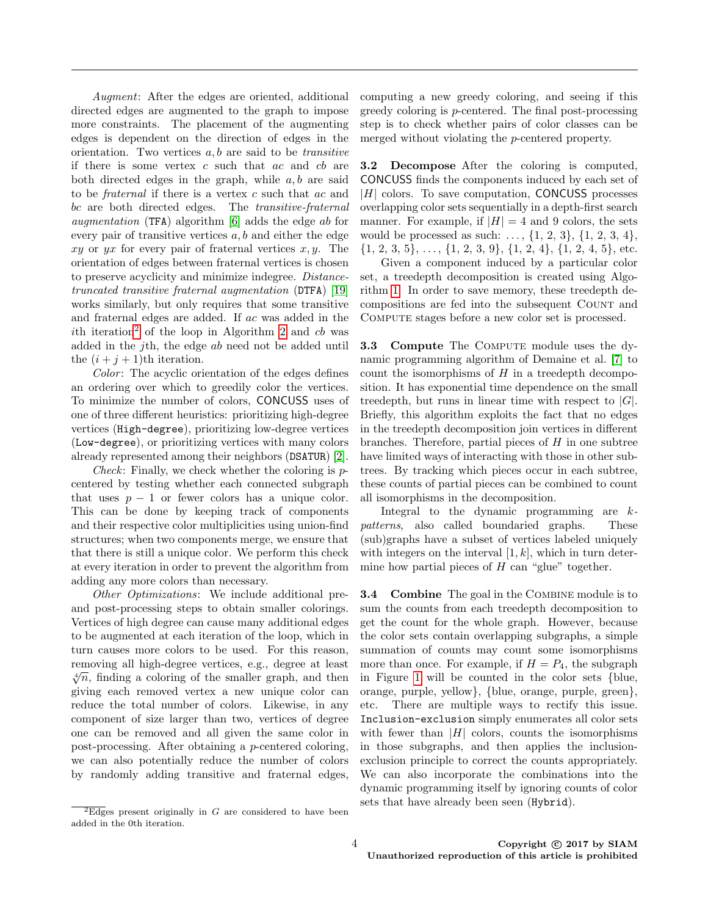*Augment*: After the edges are oriented, additional directed edges are augmented to the graph to impose more constraints. The placement of the augmenting edges is dependent on the direction of edges in the orientation. Two vertices $a, b$ are said to be *transitive* if there is some vertex $c$ such that $ac$ and $cb$ are both directed edges in the graph, while $a, b$ are said to be *fraternal* if there is a vertex $c$ such that $ac$ and $bc$ are both directed edges. The *transitive-fraternal augmentation* (TFA) algorithm [6] adds the edge $ab$ for every pair of transitive vertices $a, b$ and either the edge $xy$ or $yx$ for every pair of fraternal vertices $x, y$. The orientation of edges between fraternal vertices is chosen to preserve acyclicity and minimize indegree. *Distance-truncated transitive fraternal augmentation* (DTFA) [19] works similarly, but only requires that some transitive and fraternal edges are added. If $ac$ was added in the $i$th iteration[2] of the loop in Algorithm 2 and $cb$ was added in the $j$th, the edge $ab$ need not be added until the $(i + j + 1)$th iteration.

*Color*: The acyclic orientation of the edges defines an ordering over which to greedily color the vertices. To minimize the number of colors, CONCUSS uses of one of three different heuristics: prioritizing high-degree vertices (High-degree), prioritizing low-degree vertices (Low-degree), or prioritizing vertices with many colors already represented among their neighbors (DSATUR) [2].

*Check*: Finally, we check whether the coloring is $p$-centered by testing whether each connected subgraph that uses $p - 1$ or fewer colors has a unique color. This can be done by keeping track of components and their respective color multiplicities using union-find structures; when two components merge, we ensure that that there is still a unique color. We perform this check at every iteration in order to prevent the algorithm from adding any more colors than necessary.

*Other Optimizations*: We include additional pre- and post-processing steps to obtain smaller colorings. Vertices of high degree can cause many additional edges to be augmented at each iteration of the loop, which in turn causes more colors to be used. For this reason, removing all high-degree vertices, e.g., degree at least $\sqrt[4]{n}$, finding a coloring of the smaller graph, and then giving each removed vertex a new unique color can reduce the total number of colors. Likewise, in any component of size larger than two, vertices of degree one can be removed and all given the same color in post-processing. After obtaining a $p$-centered coloring, we can also potentially reduce the number of colors by randomly adding transitive and fraternal edges, computing a new greedy coloring, and seeing if this greedy coloring is $p$-centered. The final post-processing step is to check whether pairs of color classes can be merged without violating the $p$-centered property.

[2] Edges present originally in $G$ are considered to have been added in the 0th iteration.

**3.2 Decompose** After the coloring is computed, CONCUSS finds the components induced by each set of $|H|$ colors. To save computation, CONCUSS processes overlapping color sets sequentially in a depth-first search manner. For example, if $|H| = 4$ and 9 colors, the sets would be processed as such: ..., {1, 2, 3}, {1, 2, 3, 4}, {1, 2, 3, 5}, ..., {1, 2, 3, 9}, {1, 2, 4}, {1, 2, 4, 5}, etc.

Given a component induced by a particular color set, a treedepth decomposition is created using Algorithm 1. In order to save memory, these treedepth decompositions are fed into the subsequent Count and Compute stages before a new color set is processed.

**3.3 Compute** The Compute module uses the dynamic programming algorithm of Demaine et al. [7] to count the isomorphisms of $H$ in a treedepth decomposition. It has exponential time dependence on the small treedepth, but runs in linear time with respect to $|G|$. Briefly, this algorithm exploits the fact that no edges in the treedepth decomposition join vertices in different branches. Therefore, partial pieces of $H$ in one subtree have limited ways of interacting with those in other subtrees. By tracking which pieces occur in each subtree, these counts of partial pieces can be combined to count all isomorphisms in the decomposition.

Integral to the dynamic programming are $k$-*patterns*, also called boundaried graphs. These (sub)graphs have a subset of vertices labeled uniquely with integers on the interval $[1, k]$, which in turn determine how partial pieces of $H$ can "glue" together.

**3.4 Combine** The goal in the Combine module is to sum the counts from each treedepth decomposition to get the count for the whole graph. However, because the color sets contain overlapping subgraphs, a simple summation of counts may count some isomorphisms more than once. For example, if $H = P_4$, the subgraph in Figure 1 will be counted in the color sets {blue, orange, purple, yellow}, {blue, orange, purple, green}, etc. There are multiple ways to rectify this issue. Inclusion-exclusion simply enumerates all color sets with fewer than $|H|$ colors, counts the isomorphisms in those subgraphs, and then applies the inclusion-exclusion principle to correct the counts appropriately. We can also incorporate the combinations into the dynamic programming itself by ignoring counts of color sets that have already been seen (Hybrid).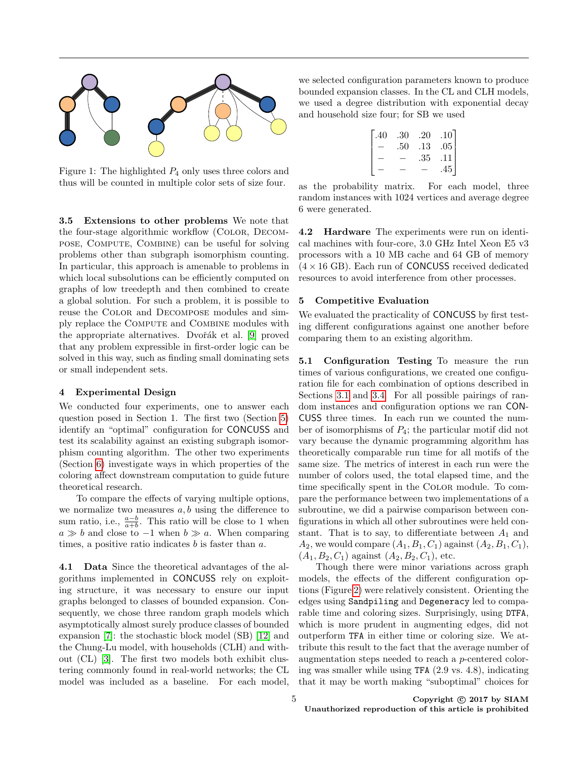Figure 1: The highlighted $P_4$ only uses three colors and thus will be counted in multiple color sets of size four.

**3.5 Extensions to other problems** We note that the four-stage algorithmic workflow (Color, Decompose, Compute, Combine) can be useful for solving problems other than subgraph isomorphism counting. In particular, this approach is amenable to problems in which local subsolutions can be efficiently computed on graphs of low treedepth and then combined to create a global solution. For such a problem, it is possible to reuse the Color and Decompose modules and simply replace the Compute and Combine modules with the appropriate alternatives. Dvořák et al. [9] proved that any problem expressible in first-order logic can be solved in this way, such as finding small dominating sets or small independent sets.

## 4 Experimental Design

We conducted four experiments, one to answer each question posed in Section 1. The first two (Section 5) identify an "optimal" configuration for CONCUSS and test its scalability against an existing subgraph isomorphism counting algorithm. The other two experiments (Section 6) investigate ways in which properties of the coloring affect downstream computation to guide future theoretical research.

To compare the effects of varying multiple options, we normalize two measures $a, b$ using the difference to sum ratio, i.e., $\frac{a-b}{a+b}$. This ratio will be close to 1 when $a \gg b$ and close to $-1$ when $b \gg a$. When comparing times, a positive ratio indicates $b$ is faster than $a$.

**4.1 Data** Since the theoretical advantages of the algorithms implemented in CONCUSS rely on exploiting structure, it was necessary to ensure our input graphs belonged to classes of bounded expansion. Consequently, we chose three random graph models which asymptotically almost surely produce classes of bounded expansion [7]: the stochastic block model (SB) [12] and the Chung-Lu model, with households (CLH) and without (CL) [3]. The first two models both exhibit clustering commonly found in real-world networks; the CL model was included as a baseline. For each model, we selected configuration parameters known to produce bounded expansion classes. In the CL and CLH models, we used a degree distribution with exponential decay and household size four; for SB we used

$$\begin{bmatrix} .40 & .30 & .20 & .10 \\ - & .50 & .13 & .05 \\ - & - & .35 & .11 \\ - & - & - & .45 \end{bmatrix}$$

as the probability matrix. For each model, three random instances with 1024 vertices and average degree 6 were generated.

**4.2 Hardware** The experiments were run on identical machines with four-core, 3.0 GHz Intel Xeon E5 v3 processors with a 10 MB cache and 64 GB of memory ($4 \times 16$ GB). Each run of CONCUSS received dedicated resources to avoid interference from other processes.

## 5 Competitive Evaluation

We evaluated the practicality of CONCUSS by first testing different configurations against one another before comparing them to an existing algorithm.

**5.1 Configuration Testing** To measure the run times of various configurations, we created one configuration file for each combination of options described in Sections 3.1 and 3.4. For all possible pairings of random instances and configuration options we ran CONCUSS three times. In each run we counted the number of isomorphisms of $P_4$; the particular motif did not vary because the dynamic programming algorithm has theoretically comparable run time for all motifs of the same size. The metrics of interest in each run were the number of colors used, the total elapsed time, and the time specifically spent in the Color module. To compare the performance between two implementations of a subroutine, we did a pairwise comparison between configurations in which all other subroutines were held constant. That is to say, to differentiate between $A_1$ and $A_2$, we would compare $(A_1, B_1, C_1)$ against $(A_2, B_1, C_1)$, $(A_1, B_2, C_1)$ against $(A_2, B_2, C_1)$, etc.

Though there were minor variations across graph models, the effects of the different configuration options (Figure 2) were relatively consistent. Orienting the edges using `Sandpiling` and `Degeneracy` led to comparable time and coloring sizes. Surprisingly, using `DTFA`, which is more prudent in augmenting edges, did not outperform `TFA` in either time or coloring size. We attribute this result to the fact that the average number of augmentation steps needed to reach a $p$-centered coloring was smaller while using `TFA` (2.9 vs. 4.8), indicating that it may be worth making "suboptimal" choices for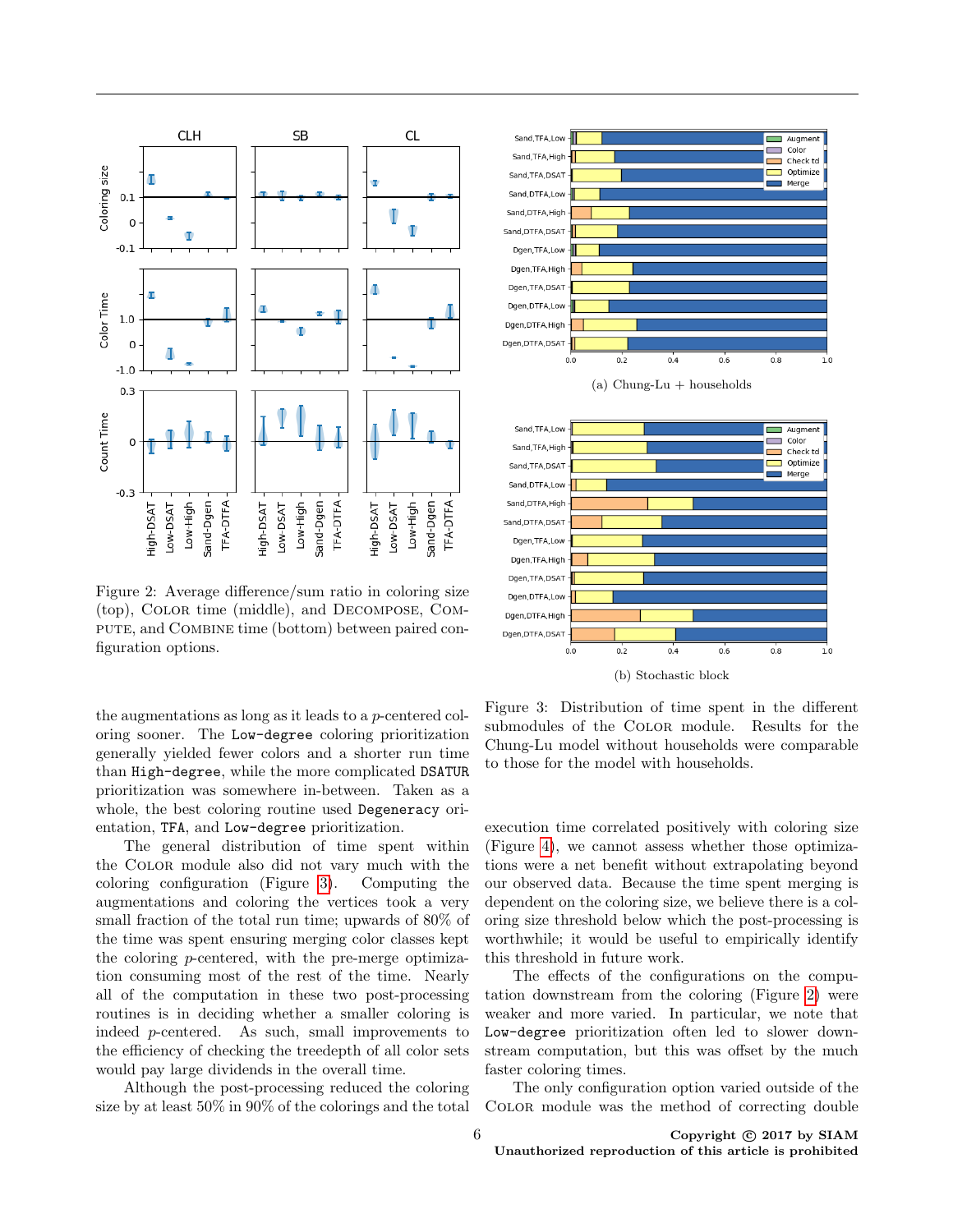CLH SB CL

Coloring size
0.1
0
-0.1

Color Time
1.0
0
-1.0

Count Time
0.3
0
-0.3

High-DSAT Low-DSAT Low-High Sand-Dgen TFA-DTFA

Figure 2: Average difference/sum ratio in coloring size (top), Color time (middle), and Decompose, Compute, and Combine time (bottom) between paired configuration options.

Sand,TFA,Low
Sand,TFA,High
Sand,TFA,DSAT
Sand,DTFA,Low
Sand,DTFA,High
Sand,DTFA,DSAT
Dgen,TFA,Low
Dgen,TFA,High
Dgen,TFA,DSAT
Dgen,DTFA,Low
Dgen,DTFA,High
Dgen,DTFA,DSAT

Augment
Color
Check td
Optimize
Merge

0.0 0.2 0.4 0.6 0.8 1.0

(a) Chung-Lu + households

Sand,TFA,Low
Sand,TFA,High
Sand,TFA,DSAT
Sand,DTFA,Low
Sand,DTFA,High
Sand,DTFA,DSAT
Dgen,TFA,Low
Dgen,TFA,High
Dgen,TFA,DSAT
Dgen,DTFA,Low
Dgen,DTFA,High
Dgen,DTFA,DSAT

Augment
Color
Check td
Optimize
Merge

0.0 0.2 0.4 0.6 0.8 1.0

(b) Stochastic block

Figure 3: Distribution of time spent in the different submodules of the Color module. Results for the Chung-Lu model without households were comparable to those for the model with households.

the augmentations as long as it leads to a $p$-centered coloring sooner. The `Low-degree` coloring prioritization generally yielded fewer colors and a shorter run time than `High-degree`, while the more complicated `DSATUR` prioritization was somewhere in-between. Taken as a whole, the best coloring routine used `Degeneracy` orientation, `TFA`, and `Low-degree` prioritization.

The general distribution of time spent within the Color module also did not vary much with the coloring configuration (Figure 3). Computing the augmentations and coloring the vertices took a very small fraction of the total run time; upwards of 80% of the time was spent ensuring merging color classes kept the coloring $p$-centered, with the pre-merge optimization consuming most of the rest of the time. Nearly all of the computation in these two post-processing routines is in deciding whether a smaller coloring is indeed $p$-centered. As such, small improvements to the efficiency of checking the treedepth of all color sets would pay large dividends in the overall time.

Although the post-processing reduced the coloring size by at least 50% in 90% of the colorings and the total execution time correlated positively with coloring size (Figure 4), we cannot assess whether those optimizations were a net benefit without extrapolating beyond our observed data. Because the time spent merging is dependent on the coloring size, we believe there is a coloring size threshold below which the post-processing is worthwhile; it would be useful to empirically identify this threshold in future work.

The effects of the configurations on the computation downstream from the coloring (Figure 2) were weaker and more varied. In particular, we note that `Low-degree` prioritization often led to slower downstream computation, but this was offset by the much faster coloring times.

The only configuration option varied outside of the Color module was the method of correcting double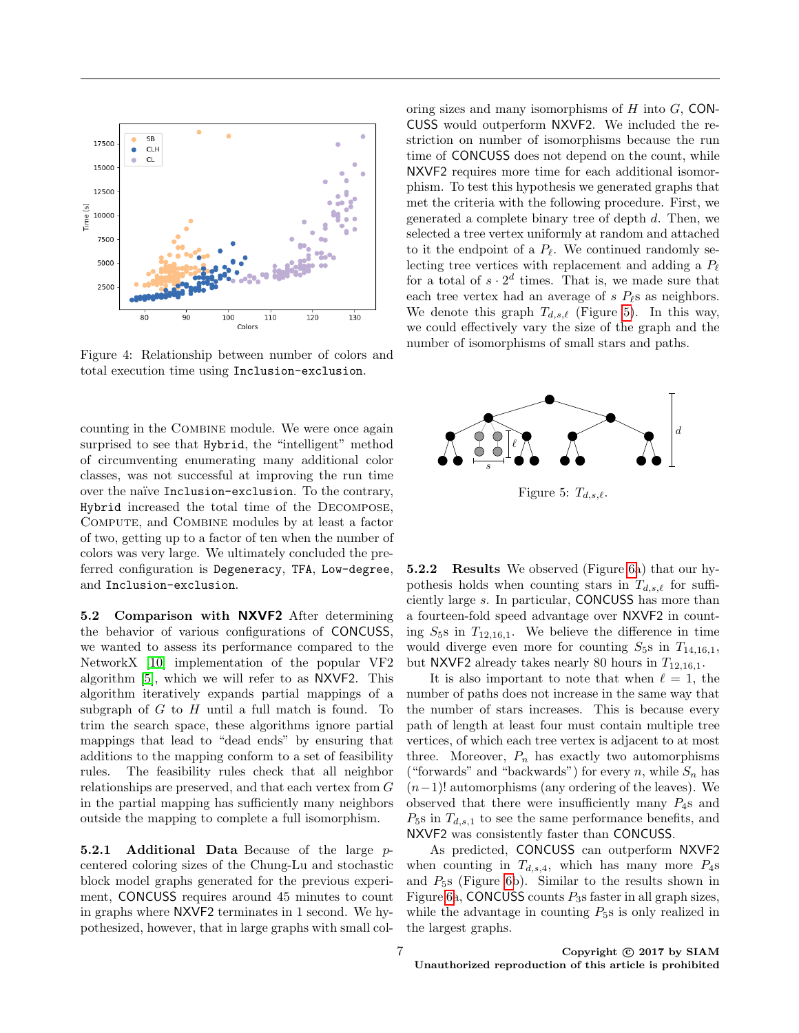SB
CLH
CL

17500
15000
12500
10000
7500
5000
2500

Time (s)

80
90
100
110
120
130

Colors

Figure 4: Relationship between number of colors and total execution time using `Inclusion-exclusion`.

counting in the Combine module. We were once again surprised to see that `Hybrid`, the "intelligent" method of circumventing enumerating many additional color classes, was not successful at improving the run time over the naïve `Inclusion-exclusion`. To the contrary, `Hybrid` increased the total time of the Decompose, Compute, and Combine modules by at least a factor of two, getting up to a factor of ten when the number of colors was very large. We ultimately concluded the preferred configuration is `Degeneracy`, `TFA`, `Low-degree`, and `Inclusion-exclusion`.

**5.2 Comparison with NXVF2** After determining the behavior of various configurations of CONCUSS, we wanted to assess its performance compared to the NetworkX [10] implementation of the popular VF2 algorithm [5], which we will refer to as NXVF2. This algorithm iteratively expands partial mappings of a subgraph of $G$ to $H$ until a full match is found. To trim the search space, these algorithms ignore partial mappings that lead to "dead ends" by ensuring that additions to the mapping conform to a set of feasibility rules. The feasibility rules check that all neighbor relationships are preserved, and that each vertex from $G$ in the partial mapping has sufficiently many neighbors outside the mapping to complete a full isomorphism.

**5.2.1 Additional Data** Because of the large $p$-centered coloring sizes of the Chung-Lu and stochastic block model graphs generated for the previous experiment, CONCUSS requires around 45 minutes to count in graphs where NXVF2 terminates in 1 second. We hypothesized, however, that in large graphs with small coloring sizes and many isomorphisms of $H$ into $G$, CONCUSS would outperform NXVF2. We included the restriction on number of isomorphisms because the run time of CONCUSS does not depend on the count, while NXVF2 requires more time for each additional isomorphism. To test this hypothesis we generated graphs that met the criteria with the following procedure. First, we generated a complete binary tree of depth $d$. Then, we selected a tree vertex uniformly at random and attached to it the endpoint of a $P_\ell$. We continued randomly selecting tree vertices with replacement and adding a $P_\ell$ for a total of $s \cdot 2^d$ times. That is, we made sure that each tree vertex had an average of $s$ $P_\ell$s as neighbors. We denote this graph $T_{d,s,\ell}$ (Figure 5). In this way, we could effectively vary the size of the graph and the number of isomorphisms of small stars and paths.

$\ell$
$s$
$d$

Figure 5: $T_{d,s,\ell}$.

**5.2.2 Results** We observed (Figure 6a) that our hypothesis holds when counting stars in $T_{d,s,\ell}$ for sufficiently large $s$. In particular, CONCUSS has more than a fourteen-fold speed advantage over NXVF2 in counting $S_5$s in $T_{12,16,1}$. We believe the difference in time would diverge even more for counting $S_5$s in $T_{14,16,1}$, but NXVF2 already takes nearly 80 hours in $T_{12,16,1}$.

It is also important to note that when $\ell = 1$, the number of paths does not increase in the same way that the number of stars increases. This is because every path of length at least four must contain multiple tree vertices, of which each tree vertex is adjacent to at most three. Moreover, $P_n$ has exactly two automorphisms ("forwards" and "backwards") for every $n$, while $S_n$ has $(n-1)!$ automorphisms (any ordering of the leaves). We observed that there were insufficiently many $P_4$s and $P_5$s in $T_{d,s,1}$ to see the same performance benefits, and NXVF2 was consistently faster than CONCUSS.

As predicted, CONCUSS can outperform NXVF2 when counting in $T_{d,s,4}$, which has many more $P_4$s and $P_5$s (Figure 6b). Similar to the results shown in Figure 6a, CONCUSS counts $P_3$s faster in all graph sizes, while the advantage in counting $P_5$s is only realized in the largest graphs.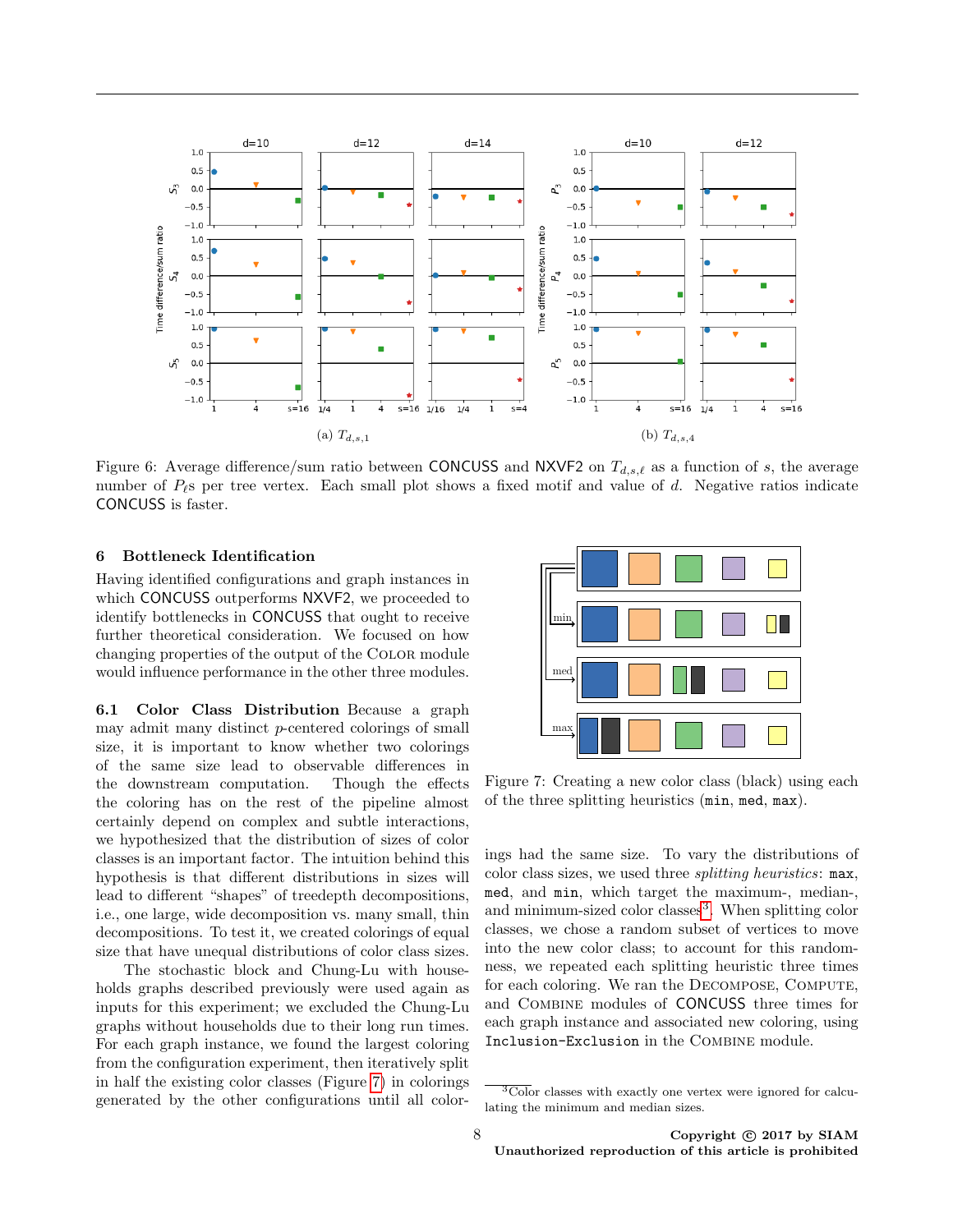d=10 d=12 d=14

$S_3$ $S_4$ $S_5$

Time difference/sum ratio

1.0 0.5 0.0 −0.5 −1.0

1 4 s=16 1/4 1 4 s=16 1/16 1/4 1 s=4

(a) $T_{d,s,1}$

d=10 d=12

$P_3$ $P_4$ $P_5$

Time difference/sum ratio

1.0 0.5 0.0 −0.5 −1.0

1 4 s=16 1/4 1 4 s=16

(b) $T_{d,s,4}$

Figure 6: Average difference/sum ratio between CONCUSS and NXVF2 on $T_{d,s,\ell}$ as a function of $s$, the average number of $P_\ell$s per tree vertex. Each small plot shows a fixed motif and value of $d$. Negative ratios indicate CONCUSS is faster.

## 6 Bottleneck Identification

Having identified configurations and graph instances in which CONCUSS outperforms NXVF2, we proceeded to identify bottlenecks in CONCUSS that ought to receive further theoretical consideration. We focused on how changing properties of the output of the Color module would influence performance in the other three modules.

**6.1 Color Class Distribution** Because a graph may admit many distinct $p$-centered colorings of small size, it is important to know whether two colorings of the same size lead to observable differences in the downstream computation. Though the effects the coloring has on the rest of the pipeline almost certainly depend on complex and subtle interactions, we hypothesized that the distribution of sizes of color classes is an important factor. The intuition behind this hypothesis is that different distributions in sizes will lead to different "shapes" of treedepth decompositions, i.e., one large, wide decomposition vs. many small, thin decompositions. To test it, we created colorings of equal size that have unequal distributions of color class sizes.

The stochastic block and Chung-Lu with households graphs described previously were used again as inputs for this experiment; we excluded the Chung-Lu graphs without households due to their long run times. For each graph instance, we found the largest coloring from the configuration experiment, then iteratively split in half the existing color classes (Figure 7) in colorings generated by the other configurations until all colorings had the same size. To vary the distributions of color class sizes, we used three *splitting heuristics*: `max`, `med`, and `min`, which target the maximum-, median-, and minimum-sized color classes[3]. When splitting color classes, we chose a random subset of vertices to move into the new color class; to account for this randomness, we repeated each splitting heuristic three times for each coloring. We ran the Decompose, Compute, and Combine modules of CONCUSS three times for each graph instance and associated new coloring, using `Inclusion-Exclusion` in the Combine module.

min

med

max

Figure 7: Creating a new color class (black) using each of the three splitting heuristics (`min`, `med`, `max`).

[3] Color classes with exactly one vertex were ignored for calculating the minimum and median sizes.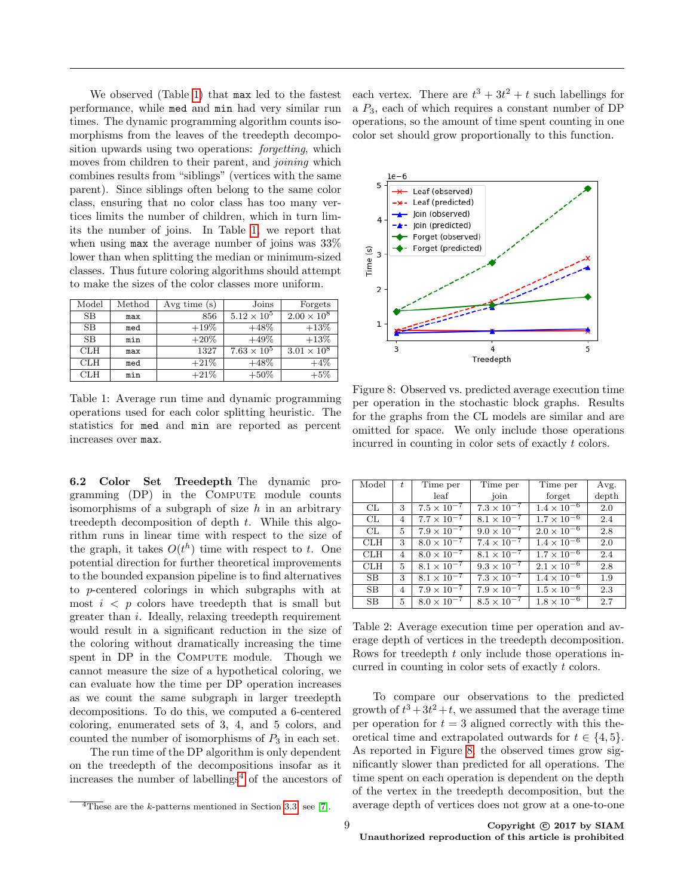We observed (Table 1) that `max` led to the fastest performance, while `med` and `min` had very similar run times. The dynamic programming algorithm counts isomorphisms from the leaves of the treedepth decomposition upwards using two operations: *forgetting*, which moves from children to their parent, and *joining* which combines results from "siblings" (vertices with the same parent). Since siblings often belong to the same color class, ensuring that no color class has too many vertices limits the number of children, which in turn limits the number of joins. In Table 1, we report that when using `max` the average number of joins was 33% lower than when splitting the median or minimum-sized classes. Thus future coloring algorithms should attempt to make the sizes of the color classes more uniform.

| Model | Method | Avg time (s) | Joins | Forgets |
|---|---|---|---|---|
| SB | `max` | 856 | $5.12 \times 10^5$ | $2.00 \times 10^8$ |
| SB | `med` | +19% | +48% | +13% |
| SB | `min` | +20% | +49% | +13% |
| CLH | `max` | 1327 | $7.63 \times 10^5$ | $3.01 \times 10^8$ |
| CLH | `med` | +21% | +48% | +4% |
| CLH | `min` | +21% | +50% | +5% |

Table 1: Average run time and dynamic programming operations used for each color splitting heuristic. The statistics for `med` and `min` are reported as percent increases over `max`.

**6.2 Color Set Treedepth** The dynamic programming (DP) in the Compute module counts isomorphisms of a subgraph of size $h$ in an arbitrary treedepth decomposition of depth $t$. While this algorithm runs in linear time with respect to the size of the graph, it takes $O(t^h)$ time with respect to $t$. One potential direction for further theoretical improvements to the bounded expansion pipeline is to find alternatives to $p$-centered colorings in which subgraphs with at most $i < p$ colors have treedepth that is small but greater than $i$. Ideally, relaxing treedepth requirement would result in a significant reduction in the size of the coloring without dramatically increasing the time spent in DP in the Compute module. Though we cannot measure the size of a hypothetical coloring, we can evaluate how the time per DP operation increases as we count the same subgraph in larger treedepth decompositions. To do this, we computed a 6-centered coloring, enumerated sets of 3, 4, and 5 colors, and counted the number of isomorphisms of $P_3$ in each set.

The run time of the DP algorithm is only dependent on the treedepth of the decompositions insofar as it increases the number of labellings[4] of the ancestors of each vertex. There are $t^3 + 3t^2 + t$ such labellings for a $P_3$, each of which requires a constant number of DP operations, so the amount of time spent counting in one color set should grow proportionally to this function.

[4]These are the $k$-patterns mentioned in Section 3.3, see [7].

1e−6
5
4
3
2
1
Time (s)
3
4
5
Treedepth
Leaf (observed)
Leaf (predicted)
Join (observed)
Join (predicted)
Forget (observed)
Forget (predicted)

Figure 8: Observed vs. predicted average execution time per operation in the stochastic block graphs. Results for the graphs from the CL models are similar and are omitted for space. We only include those operations incurred in counting in color sets of exactly $t$ colors.

| Model | $t$ | Time per leaf | Time per join | Time per forget | Avg. depth |
|---|---|---|---|---|---|
| CL | 3 | $7.5 \times 10^{-7}$ | $7.3 \times 10^{-7}$ | $1.4 \times 10^{-6}$ | 2.0 |
| CL | 4 | $7.7 \times 10^{-7}$ | $8.1 \times 10^{-7}$ | $1.7 \times 10^{-6}$ | 2.4 |
| CL | 5 | $7.9 \times 10^{-7}$ | $9.0 \times 10^{-7}$ | $2.0 \times 10^{-6}$ | 2.8 |
| CLH | 3 | $8.0 \times 10^{-7}$ | $7.4 \times 10^{-7}$ | $1.4 \times 10^{-6}$ | 2.0 |
| CLH | 4 | $8.0 \times 10^{-7}$ | $8.1 \times 10^{-7}$ | $1.7 \times 10^{-6}$ | 2.4 |
| CLH | 5 | $8.1 \times 10^{-7}$ | $9.3 \times 10^{-7}$ | $2.1 \times 10^{-6}$ | 2.8 |
| SB | 3 | $8.1 \times 10^{-7}$ | $7.3 \times 10^{-7}$ | $1.4 \times 10^{-6}$ | 1.9 |
| SB | 4 | $7.9 \times 10^{-7}$ | $7.9 \times 10^{-7}$ | $1.5 \times 10^{-6}$ | 2.3 |
| SB | 5 | $8.0 \times 10^{-7}$ | $8.5 \times 10^{-7}$ | $1.8 \times 10^{-6}$ | 2.7 |

Table 2: Average execution time per operation and average depth of vertices in the treedepth decomposition. Rows for treedepth $t$ only include those operations incurred in counting in color sets of exactly $t$ colors.

To compare our observations to the predicted growth of $t^3 + 3t^2 + t$, we assumed that the average time per operation for $t = 3$ aligned correctly with this theoretical time and extrapolated outwards for $t \in \{4, 5\}$. As reported in Figure 8, the observed times grow significantly slower than predicted for all operations. The time spent on each operation is dependent on the depth of the vertex in the treedepth decomposition, but the average depth of vertices does not grow at a one-to-one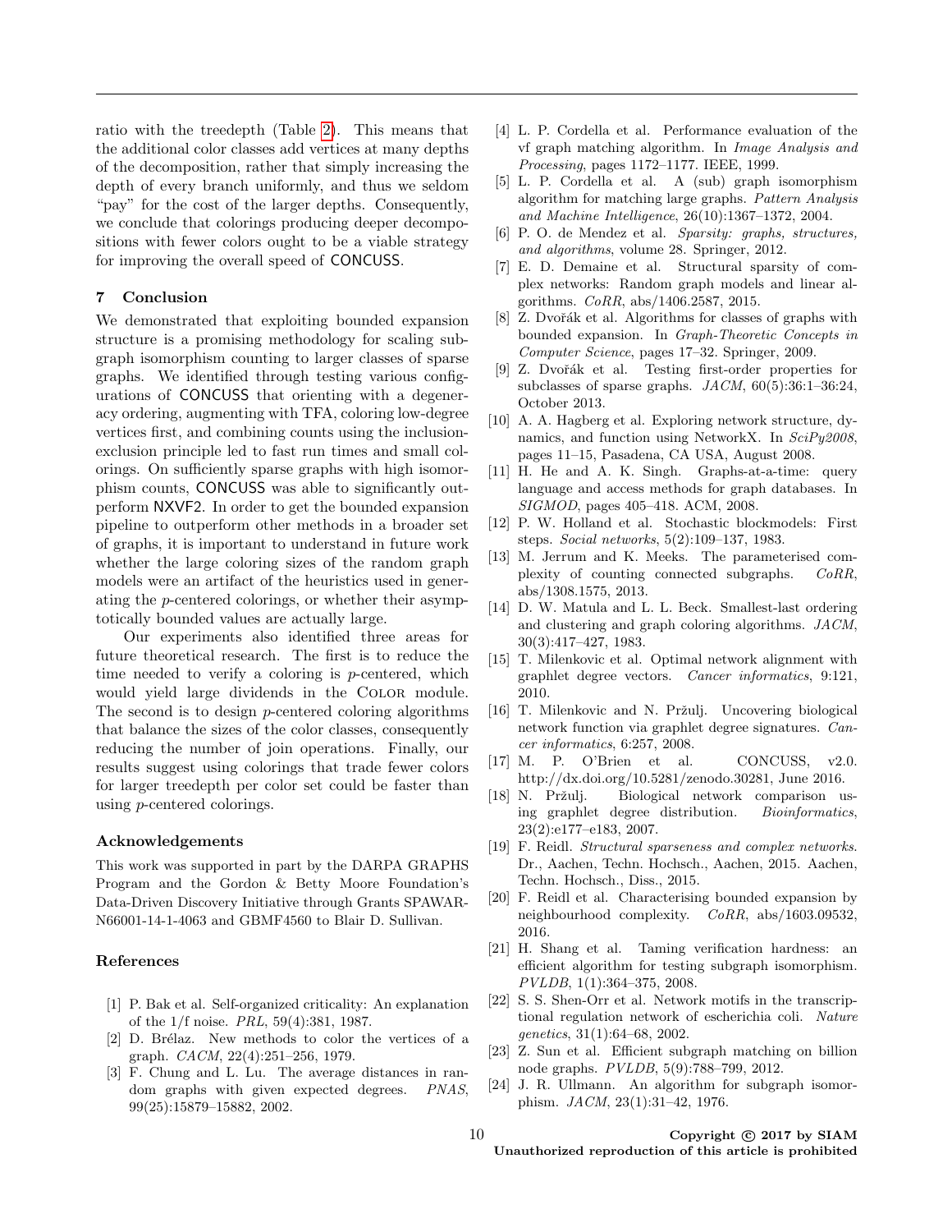ratio with the treedepth (Table 2). This means that the additional color classes add vertices at many depths of the decomposition, rather that simply increasing the depth of every branch uniformly, and thus we seldom "pay" for the cost of the larger depths. Consequently, we conclude that colorings producing deeper decompositions with fewer colors ought to be a viable strategy for improving the overall speed of CONCUSS.

## 7 Conclusion

We demonstrated that exploiting bounded expansion structure is a promising methodology for scaling subgraph isomorphism counting to larger classes of sparse graphs. We identified through testing various configurations of CONCUSS that orienting with a degeneracy ordering, augmenting with TFA, coloring low-degree vertices first, and combining counts using the inclusion-exclusion principle led to fast run times and small colorings. On sufficiently sparse graphs with high isomorphism counts, CONCUSS was able to significantly outperform NXVF2. In order to get the bounded expansion pipeline to outperform other methods in a broader set of graphs, it is important to understand in future work whether the large coloring sizes of the random graph models were an artifact of the heuristics used in generating the $p$-centered colorings, or whether their asymptotically bounded values are actually large.

Our experiments also identified three areas for future theoretical research. The first is to reduce the time needed to verify a coloring is $p$-centered, which would yield large dividends in the Color module. The second is to design $p$-centered coloring algorithms that balance the sizes of the color classes, consequently reducing the number of join operations. Finally, our results suggest using colorings that trade fewer colors for larger treedepth per color set could be faster than using $p$-centered colorings.

### Acknowledgements

This work was supported in part by the DARPA GRAPHS Program and the Gordon & Betty Moore Foundation's Data-Driven Discovery Initiative through Grants SPAWAR-N66001-14-1-4063 and GBMF4560 to Blair D. Sullivan.

### References

[1] P. Bak et al. Self-organized criticality: An explanation of the 1/f noise. *PRL*, 59(4):381, 1987.

[2] D. Brélaz. New methods to color the vertices of a graph. *CACM*, 22(4):251–256, 1979.

[3] F. Chung and L. Lu. The average distances in random graphs with given expected degrees. *PNAS*, 99(25):15879–15882, 2002.

[4] L. P. Cordella et al. Performance evaluation of the vf graph matching algorithm. In *Image Analysis and Processing*, pages 1172–1177. IEEE, 1999.

[5] L. P. Cordella et al. A (sub) graph isomorphism algorithm for matching large graphs. *Pattern Analysis and Machine Intelligence*, 26(10):1367–1372, 2004.

[6] P. O. de Mendez et al. *Sparsity: graphs, structures, and algorithms*, volume 28. Springer, 2012.

[7] E. D. Demaine et al. Structural sparsity of complex networks: Random graph models and linear algorithms. *CoRR*, abs/1406.2587, 2015.

[8] Z. Dvořák et al. Algorithms for classes of graphs with bounded expansion. In *Graph-Theoretic Concepts in Computer Science*, pages 17–32. Springer, 2009.

[9] Z. Dvořák et al. Testing first-order properties for subclasses of sparse graphs. *JACM*, 60(5):36:1–36:24, October 2013.

[10] A. A. Hagberg et al. Exploring network structure, dynamics, and function using NetworkX. In *SciPy2008*, pages 11–15, Pasadena, CA USA, August 2008.

[11] H. He and A. K. Singh. Graphs-at-a-time: query language and access methods for graph databases. In *SIGMOD*, pages 405–418. ACM, 2008.

[12] P. W. Holland et al. Stochastic blockmodels: First steps. *Social networks*, 5(2):109–137, 1983.

[13] M. Jerrum and K. Meeks. The parameterised complexity of counting connected subgraphs. *CoRR*, abs/1308.1575, 2013.

[14] D. W. Matula and L. L. Beck. Smallest-last ordering and clustering and graph coloring algorithms. *JACM*, 30(3):417–427, 1983.

[15] T. Milenkovic et al. Optimal network alignment with graphlet degree vectors. *Cancer informatics*, 9:121, 2010.

[16] T. Milenkovic and N. Pržulj. Uncovering biological network function via graphlet degree signatures. *Cancer informatics*, 6:257, 2008.

[17] M. P. O'Brien et al. CONCUSS, v2.0. http://dx.doi.org/10.5281/zenodo.30281, June 2016.

[18] N. Pržulj. Biological network comparison using graphlet degree distribution. *Bioinformatics*, 23(2):e177–e183, 2007.

[19] F. Reidl. *Structural sparseness and complex networks*. Dr., Aachen, Techn. Hochsch., Aachen, 2015. Aachen, Techn. Hochsch., Diss., 2015.

[20] F. Reidl et al. Characterising bounded expansion by neighbourhood complexity. *CoRR*, abs/1603.09532, 2016.

[21] H. Shang et al. Taming verification hardness: an efficient algorithm for testing subgraph isomorphism. *PVLDB*, 1(1):364–375, 2008.

[22] S. S. Shen-Orr et al. Network motifs in the transcriptional regulation network of escherichia coli. *Nature genetics*, 31(1):64–68, 2002.

[23] Z. Sun et al. Efficient subgraph matching on billion node graphs. *PVLDB*, 5(9):788–799, 2012.

[24] J. R. Ullmann. An algorithm for subgraph isomorphism. *JACM*, 23(1):31–42, 1976.